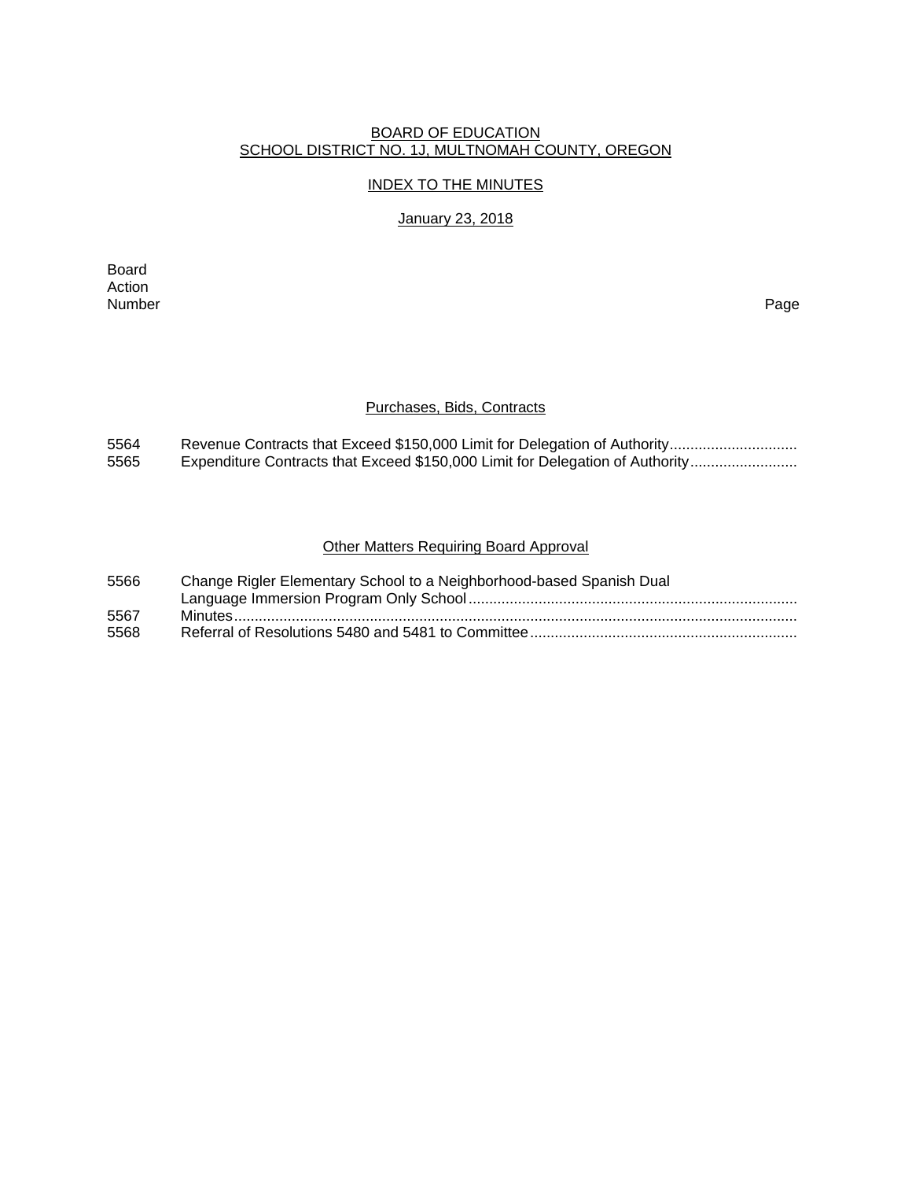BOARD OF EDUCATION
SCHOOL DISTRICT NO. 1J, MULTNOMAH COUNTY, OREGON

INDEX TO THE MINUTES

January 23, 2018

| Board Action Number | | Page |
|---|---|---|
| | **Purchases, Bids, Contracts** | |
| 5564 | Revenue Contracts that Exceed $150,000 Limit for Delegation of Authority | |
| 5565 | Expenditure Contracts that Exceed $150,000 Limit for Delegation of Authority | |
| | **Other Matters Requiring Board Approval** | |
| 5566 | Change Rigler Elementary School to a Neighborhood-based Spanish Dual Language Immersion Program Only School | |
| 5567 | Minutes | |
| 5568 | Referral of Resolutions 5480 and 5481 to Committee | |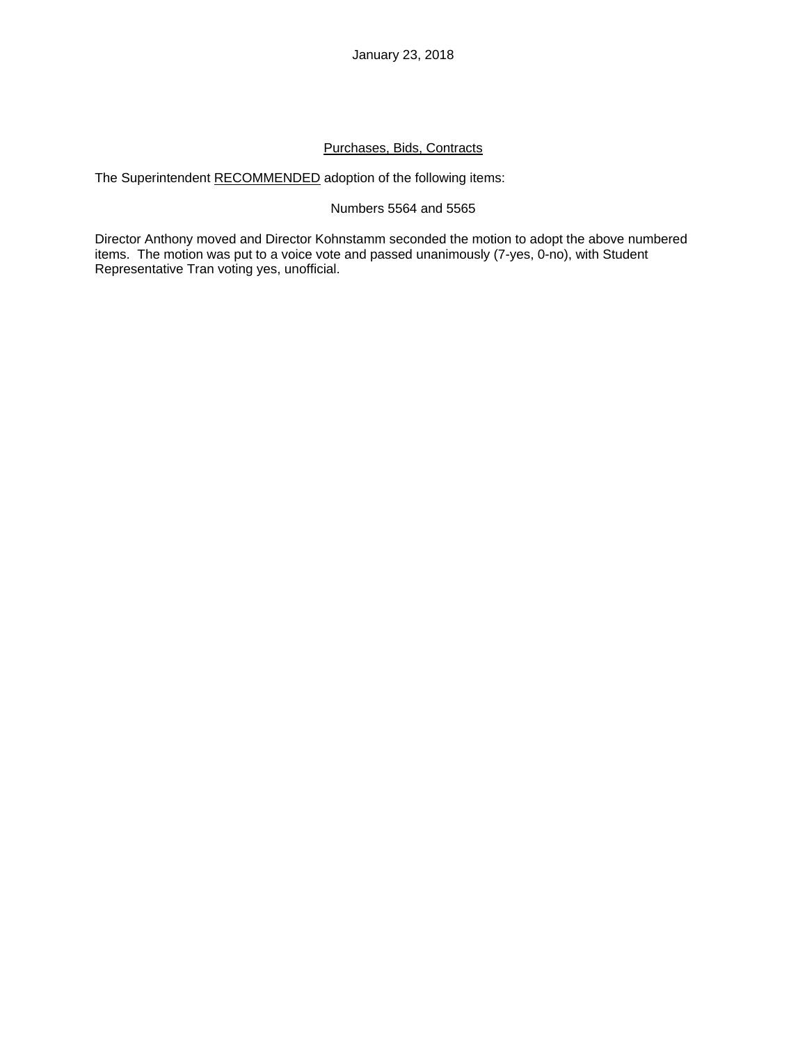January 23, 2018

## Purchases, Bids, Contracts

The Superintendent RECOMMENDED adoption of the following items:

Numbers 5564 and 5565

Director Anthony moved and Director Kohnstamm seconded the motion to adopt the above numbered items. The motion was put to a voice vote and passed unanimously (7-yes, 0-no), with Student Representative Tran voting yes, unofficial.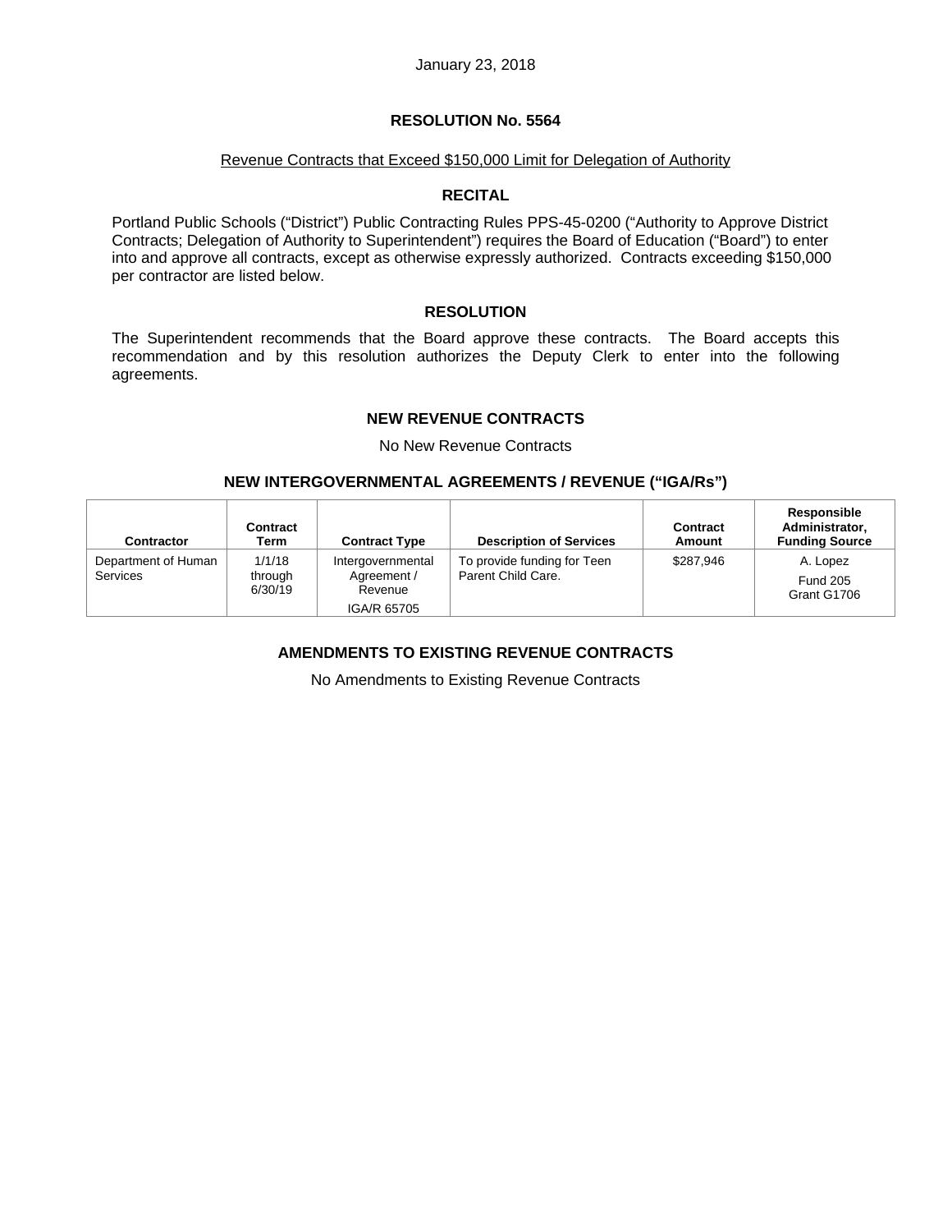January 23, 2018

## RESOLUTION No. 5564

Revenue Contracts that Exceed $150,000 Limit for Delegation of Authority

### RECITAL

Portland Public Schools ("District") Public Contracting Rules PPS-45-0200 ("Authority to Approve District Contracts; Delegation of Authority to Superintendent") requires the Board of Education ("Board") to enter into and approve all contracts, except as otherwise expressly authorized. Contracts exceeding $150,000 per contractor are listed below.

### RESOLUTION

The Superintendent recommends that the Board approve these contracts. The Board accepts this recommendation and by this resolution authorizes the Deputy Clerk to enter into the following agreements.

### NEW REVENUE CONTRACTS

No New Revenue Contracts

### NEW INTERGOVERNMENTAL AGREEMENTS / REVENUE ("IGA/Rs")

| Contractor | Contract Term | Contract Type | Description of Services | Contract Amount | Responsible Administrator, Funding Source |
|---|---|---|---|---|---|
| Department of Human Services | 1/1/18 through 6/30/19 | Intergovernmental Agreement / Revenue IGA/R 65705 | To provide funding for Teen Parent Child Care. | $287,946 | A. Lopez Fund 205 Grant G1706 |

### AMENDMENTS TO EXISTING REVENUE CONTRACTS

No Amendments to Existing Revenue Contracts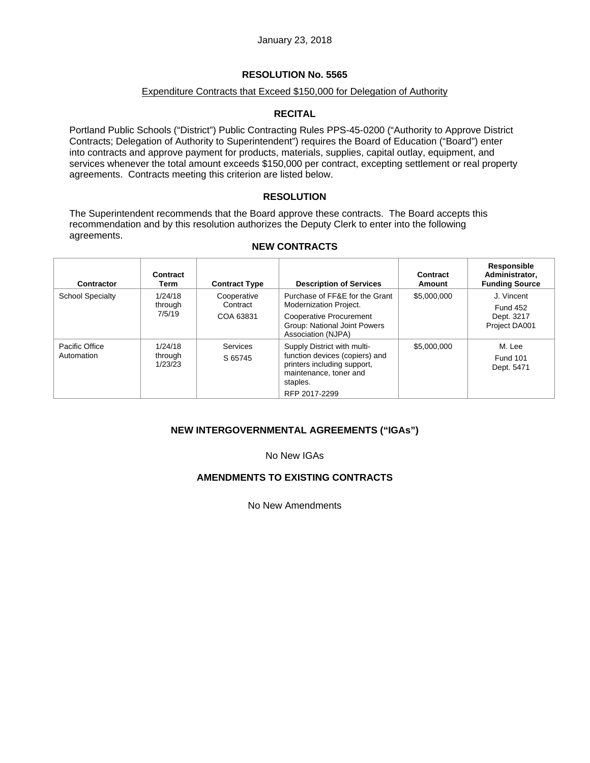January 23, 2018

## RESOLUTION No. 5565

Expenditure Contracts that Exceed $150,000 for Delegation of Authority

### RECITAL

Portland Public Schools ("District") Public Contracting Rules PPS-45-0200 ("Authority to Approve District Contracts; Delegation of Authority to Superintendent") requires the Board of Education ("Board") enter into contracts and approve payment for products, materials, supplies, capital outlay, equipment, and services whenever the total amount exceeds $150,000 per contract, excepting settlement or real property agreements. Contracts meeting this criterion are listed below.

### RESOLUTION

The Superintendent recommends that the Board approve these contracts. The Board accepts this recommendation and by this resolution authorizes the Deputy Clerk to enter into the following agreements.

### NEW CONTRACTS

| Contractor | Contract Term | Contract Type | Description of Services | Contract Amount | Responsible Administrator, Funding Source |
|---|---|---|---|---|---|
| School Specialty | 1/24/18 through 7/5/19 | Cooperative Contract COA 63831 | Purchase of FF&E for the Grant Modernization Project. Cooperative Procurement Group: National Joint Powers Association (NJPA) | $5,000,000 | J. Vincent Fund 452 Dept. 3217 Project DA001 |
| Pacific Office Automation | 1/24/18 through 1/23/23 | Services S 65745 | Supply District with multi-function devices (copiers) and printers including support, maintenance, toner and staples. RFP 2017-2299 | $5,000,000 | M. Lee Fund 101 Dept. 5471 |

### NEW INTERGOVERNMENTAL AGREEMENTS ("IGAs")

No New IGAs

### AMENDMENTS TO EXISTING CONTRACTS

No New Amendments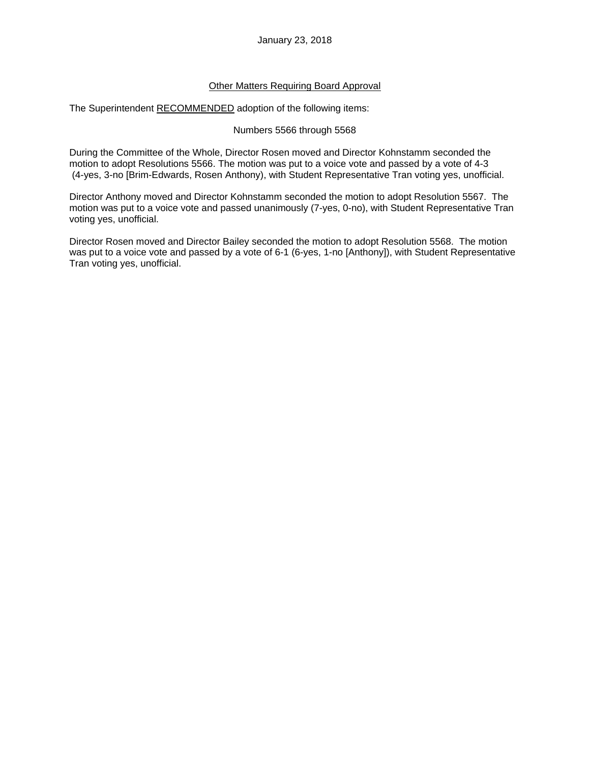January 23, 2018

Other Matters Requiring Board Approval

The Superintendent RECOMMENDED adoption of the following items:

Numbers 5566 through 5568

During the Committee of the Whole, Director Rosen moved and Director Kohnstamm seconded the motion to adopt Resolutions 5566. The motion was put to a voice vote and passed by a vote of 4-3 (4-yes, 3-no [Brim-Edwards, Rosen Anthony), with Student Representative Tran voting yes, unofficial.

Director Anthony moved and Director Kohnstamm seconded the motion to adopt Resolution 5567. The motion was put to a voice vote and passed unanimously (7-yes, 0-no), with Student Representative Tran voting yes, unofficial.

Director Rosen moved and Director Bailey seconded the motion to adopt Resolution 5568. The motion was put to a voice vote and passed by a vote of 6-1 (6-yes, 1-no [Anthony]), with Student Representative Tran voting yes, unofficial.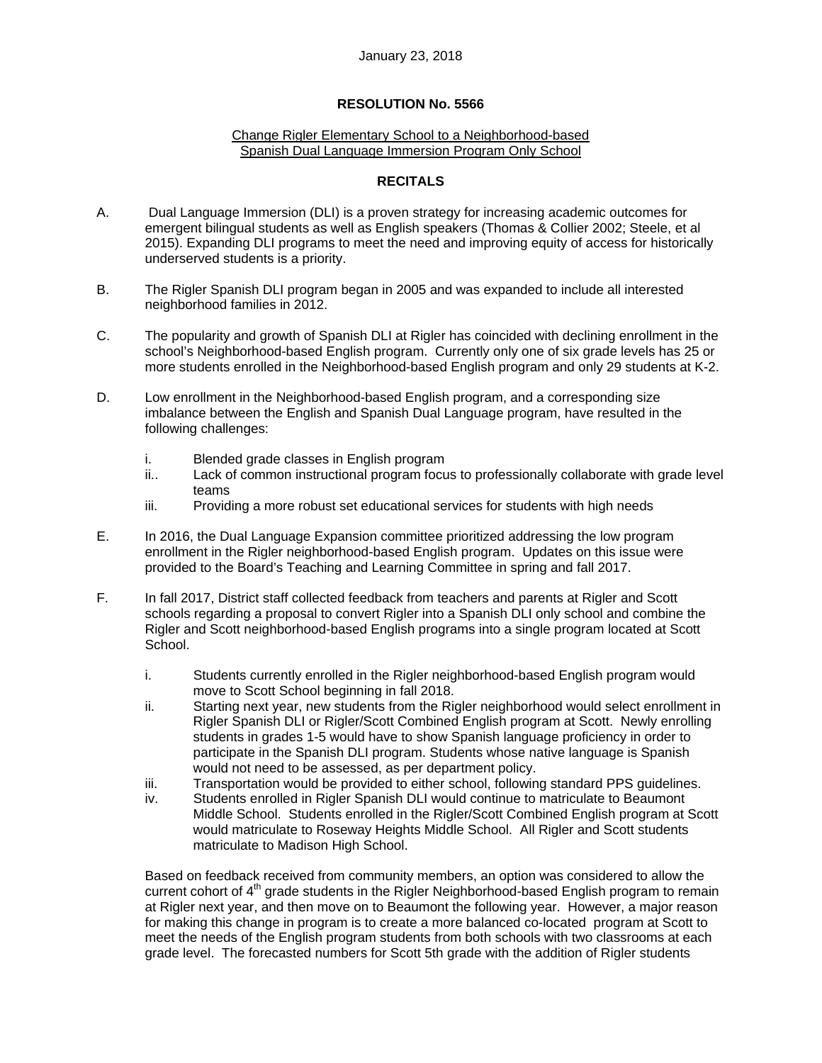January 23, 2018

**RESOLUTION No. 5566**

Change Rigler Elementary School to a Neighborhood-based Spanish Dual Language Immersion Program Only School

**RECITALS**

A. Dual Language Immersion (DLI) is a proven strategy for increasing academic outcomes for emergent bilingual students as well as English speakers (Thomas & Collier 2002; Steele, et al 2015). Expanding DLI programs to meet the need and improving equity of access for historically underserved students is a priority.

B. The Rigler Spanish DLI program began in 2005 and was expanded to include all interested neighborhood families in 2012.

C. The popularity and growth of Spanish DLI at Rigler has coincided with declining enrollment in the school's Neighborhood-based English program. Currently only one of six grade levels has 25 or more students enrolled in the Neighborhood-based English program and only 29 students at K-2.

D. Low enrollment in the Neighborhood-based English program, and a corresponding size imbalance between the English and Spanish Dual Language program, have resulted in the following challenges:

   i. Blended grade classes in English program
   ii.. Lack of common instructional program focus to professionally collaborate with grade level teams
   iii. Providing a more robust set educational services for students with high needs

E. In 2016, the Dual Language Expansion committee prioritized addressing the low program enrollment in the Rigler neighborhood-based English program. Updates on this issue were provided to the Board's Teaching and Learning Committee in spring and fall 2017.

F. In fall 2017, District staff collected feedback from teachers and parents at Rigler and Scott schools regarding a proposal to convert Rigler into a Spanish DLI only school and combine the Rigler and Scott neighborhood-based English programs into a single program located at Scott School.

   i. Students currently enrolled in the Rigler neighborhood-based English program would move to Scott School beginning in fall 2018.
   ii. Starting next year, new students from the Rigler neighborhood would select enrollment in Rigler Spanish DLI or Rigler/Scott Combined English program at Scott. Newly enrolling students in grades 1-5 would have to show Spanish language proficiency in order to participate in the Spanish DLI program. Students whose native language is Spanish would not need to be assessed, as per department policy.
   iii. Transportation would be provided to either school, following standard PPS guidelines.
   iv. Students enrolled in Rigler Spanish DLI would continue to matriculate to Beaumont Middle School. Students enrolled in the Rigler/Scott Combined English program at Scott would matriculate to Roseway Heights Middle School. All Rigler and Scott students matriculate to Madison High School.

   Based on feedback received from community members, an option was considered to allow the current cohort of 4th grade students in the Rigler Neighborhood-based English program to remain at Rigler next year, and then move on to Beaumont the following year. However, a major reason for making this change in program is to create a more balanced co-located program at Scott to meet the needs of the English program students from both schools with two classrooms at each grade level. The forecasted numbers for Scott 5th grade with the addition of Rigler students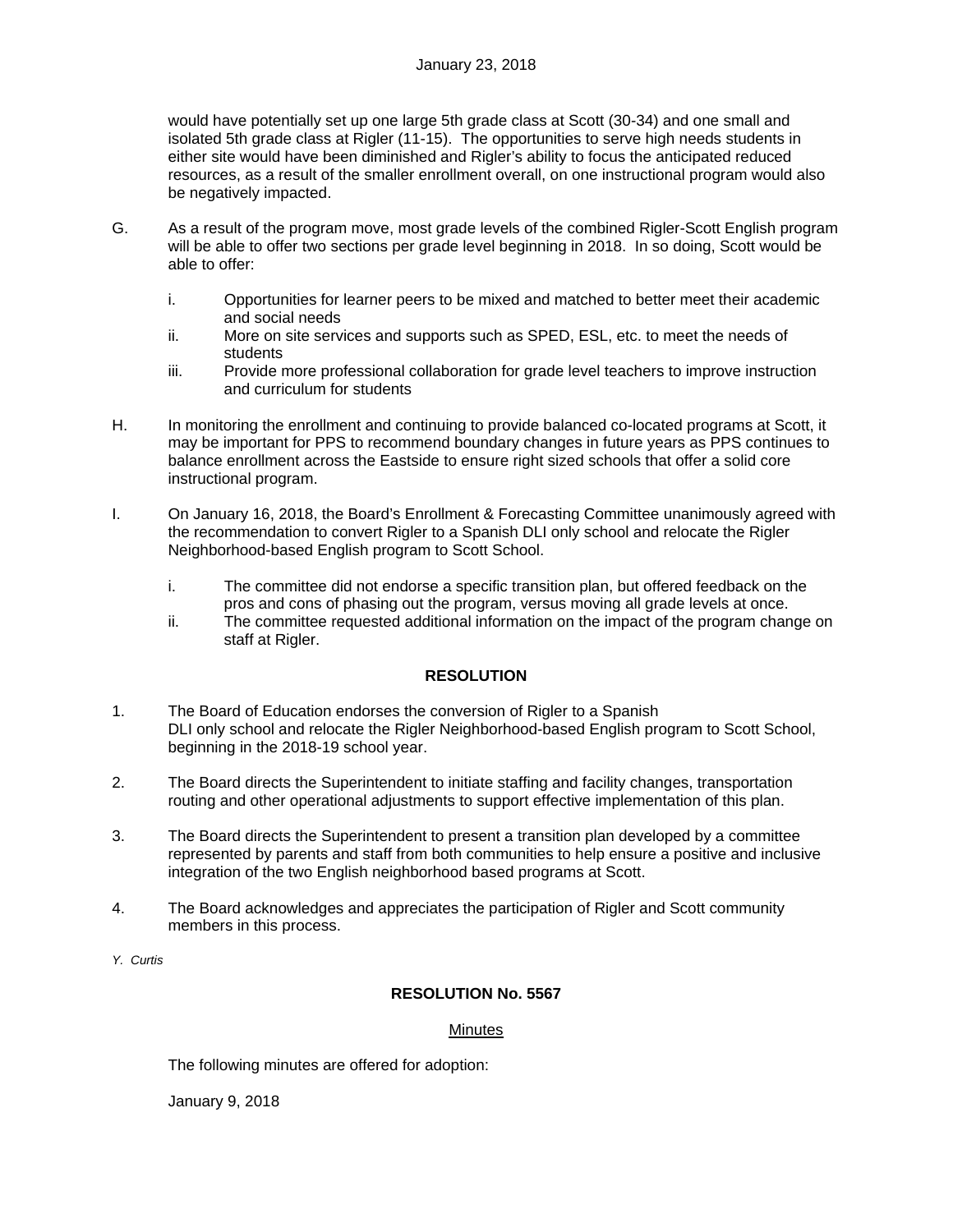would have potentially set up one large 5th grade class at Scott (30-34) and one small and isolated 5th grade class at Rigler (11-15). The opportunities to serve high needs students in either site would have been diminished and Rigler's ability to focus the anticipated reduced resources, as a result of the smaller enrollment overall, on one instructional program would also be negatively impacted.

G. As a result of the program move, most grade levels of the combined Rigler-Scott English program will be able to offer two sections per grade level beginning in 2018. In so doing, Scott would be able to offer:

   i. Opportunities for learner peers to be mixed and matched to better meet their academic and social needs
   ii. More on site services and supports such as SPED, ESL, etc. to meet the needs of students
   iii. Provide more professional collaboration for grade level teachers to improve instruction and curriculum for students

H. In monitoring the enrollment and continuing to provide balanced co-located programs at Scott, it may be important for PPS to recommend boundary changes in future years as PPS continues to balance enrollment across the Eastside to ensure right sized schools that offer a solid core instructional program.

I. On January 16, 2018, the Board's Enrollment & Forecasting Committee unanimously agreed with the recommendation to convert Rigler to a Spanish DLI only school and relocate the Rigler Neighborhood-based English program to Scott School.

   i. The committee did not endorse a specific transition plan, but offered feedback on the pros and cons of phasing out the program, versus moving all grade levels at once.
   ii. The committee requested additional information on the impact of the program change on staff at Rigler.

**RESOLUTION**

1. The Board of Education endorses the conversion of Rigler to a Spanish DLI only school and relocate the Rigler Neighborhood-based English program to Scott School, beginning in the 2018-19 school year.

2. The Board directs the Superintendent to initiate staffing and facility changes, transportation routing and other operational adjustments to support effective implementation of this plan.

3. The Board directs the Superintendent to present a transition plan developed by a committee represented by parents and staff from both communities to help ensure a positive and inclusive integration of the two English neighborhood based programs at Scott.

4. The Board acknowledges and appreciates the participation of Rigler and Scott community members in this process.

*Y. Curtis*

**RESOLUTION No. 5567**

Minutes

The following minutes are offered for adoption:

January 9, 2018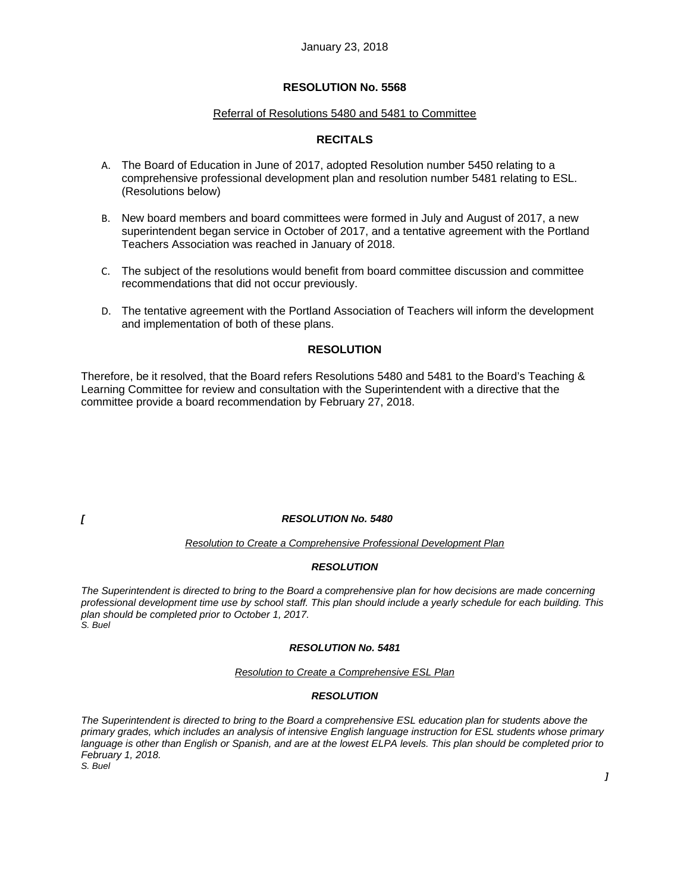January 23, 2018

**RESOLUTION No. 5568**

Referral of Resolutions 5480 and 5481 to Committee

**RECITALS**

A. The Board of Education in June of 2017, adopted Resolution number 5450 relating to a comprehensive professional development plan and resolution number 5481 relating to ESL. (Resolutions below)

B. New board members and board committees were formed in July and August of 2017, a new superintendent began service in October of 2017, and a tentative agreement with the Portland Teachers Association was reached in January of 2018.

C. The subject of the resolutions would benefit from board committee discussion and committee recommendations that did not occur previously.

D. The tentative agreement with the Portland Association of Teachers will inform the development and implementation of both of these plans.

**RESOLUTION**

Therefore, be it resolved, that the Board refers Resolutions 5480 and 5481 to the Board's Teaching & Learning Committee for review and consultation with the Superintendent with a directive that the committee provide a board recommendation by February 27, 2018.

*[*

***RESOLUTION No. 5480***

*Resolution to Create a Comprehensive Professional Development Plan*

***RESOLUTION***

*The Superintendent is directed to bring to the Board a comprehensive plan for how decisions are made concerning professional development time use by school staff. This plan should include a yearly schedule for each building. This plan should be completed prior to October 1, 2017.*
*S. Buel*

***RESOLUTION No. 5481***

*Resolution to Create a Comprehensive ESL Plan*

***RESOLUTION***

*The Superintendent is directed to bring to the Board a comprehensive ESL education plan for students above the primary grades, which includes an analysis of intensive English language instruction for ESL students whose primary language is other than English or Spanish, and are at the lowest ELPA levels. This plan should be completed prior to February 1, 2018.*
*S. Buel*

*]*